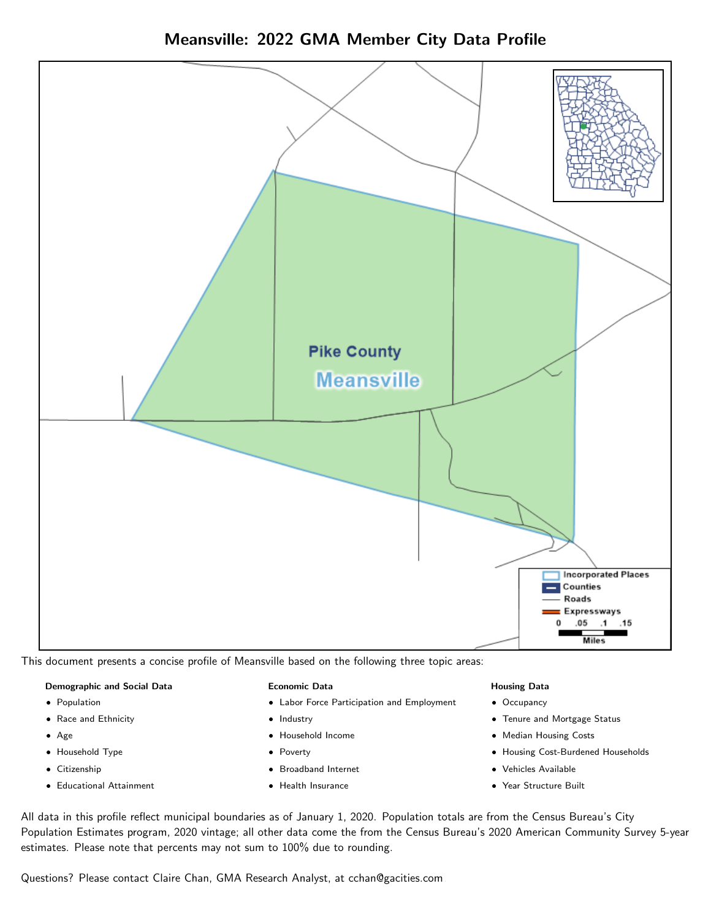# Meansville: 2022 GMA Member City Data Profile

This document presents a concise profile of Meansville based on the following three topic areas:

**Demographic and Social Data**

- Population
- Race and Ethnicity
- Age
- Household Type
- Citizenship
- Educational Attainment

**Economic Data**

- Labor Force Participation and Employment
- Industry
- Household Income
- Poverty
- Broadband Internet
- Health Insurance

**Housing Data**

- Occupancy
- Tenure and Mortgage Status
- Median Housing Costs
- Housing Cost-Burdened Households
- Vehicles Available
- Year Structure Built

All data in this profile reflect municipal boundaries as of January 1, 2020. Population totals are from the Census Bureau's City Population Estimates program, 2020 vintage; all other data come the from the Census Bureau's 2020 American Community Survey 5-year estimates. Please note that percents may not sum to 100% due to rounding.

Questions? Please contact Claire Chan, GMA Research Analyst, at cchan@gacities.com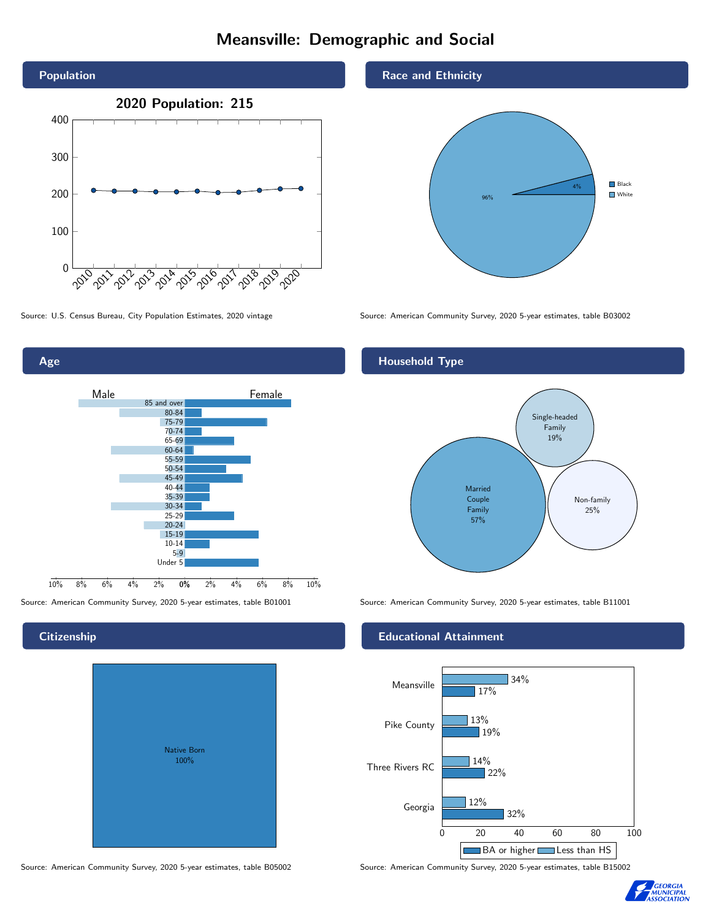# Meansville: Demographic and Social

## Population

2020 Population: 215

Source: U.S. Census Bureau, City Population Estimates, 2020 vintage

## Race and Ethnicity

| Race | Percent |
| --- | --- |
| Black | 4% |
| White | 96% |

Source: American Community Survey, 2020 5-year estimates, table B03002

## Age

Source: American Community Survey, 2020 5-year estimates, table B01001

## Household Type

| Household Type | Percent |
| --- | --- |
| Married Couple Family | 57% |
| Single-headed Family | 19% |
| Non-family | 25% |

Source: American Community Survey, 2020 5-year estimates, table B11001

## Citizenship

| Citizenship | Percent |
| --- | --- |
| Native Born | 100% |

Source: American Community Survey, 2020 5-year estimates, table B05002

## Educational Attainment

| Area | Less than HS | BA or higher |
| --- | --- | --- |
| Meansville | 34% | 17% |
| Pike County | 13% | 19% |
| Three Rivers RC | 14% | 22% |
| Georgia | 12% | 32% |

Source: American Community Survey, 2020 5-year estimates, table B15002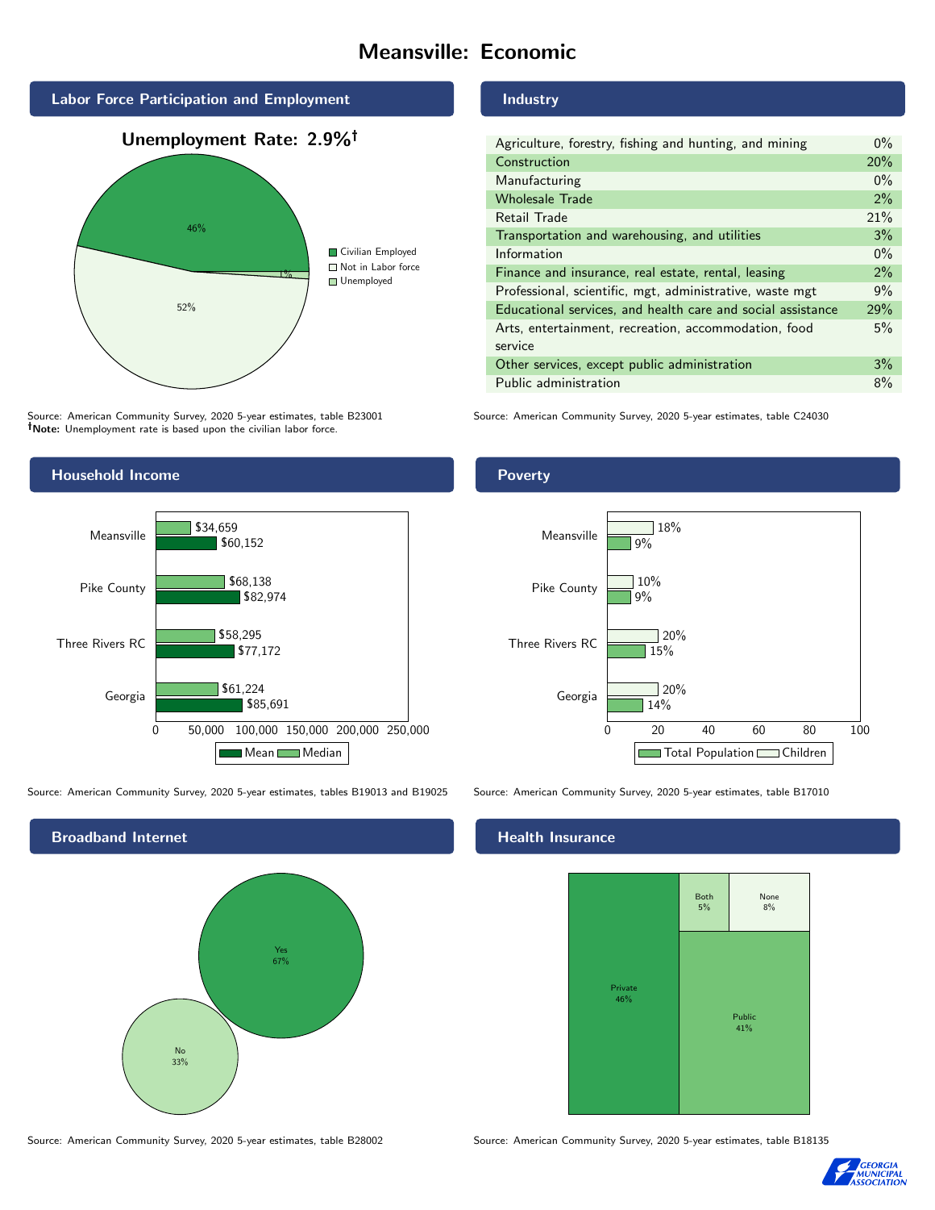# Meansville: Economic

## Labor Force Participation and Employment

**Unemployment Rate: 2.9%†**

| Category | Percent |
|---|---|
| Civilian Employed | 46% |
| Not in Labor force | 52% |
| Unemployed | 1% |

Source: American Community Survey, 2020 5-year estimates, table B23001
**†Note:** Unemployment rate is based upon the civilian labor force.

## Industry

| Industry | Percent |
|---|---|
| Agriculture, forestry, fishing and hunting, and mining | 0% |
| Construction | 20% |
| Manufacturing | 0% |
| Wholesale Trade | 2% |
| Retail Trade | 21% |
| Transportation and warehousing, and utilities | 3% |
| Information | 0% |
| Finance and insurance, real estate, rental, leasing | 2% |
| Professional, scientific, mgt, administrative, waste mgt | 9% |
| Educational services, and health care and social assistance | 29% |
| Arts, entertainment, recreation, accommodation, food service | 5% |
| Other services, except public administration | 3% |
| Public administration | 8% |

Source: American Community Survey, 2020 5-year estimates, table C24030

## Household Income

| Area | Median | Mean |
|---|---|---|
| Meansville | $34,659 | $60,152 |
| Pike County | $68,138 | $82,974 |
| Three Rivers RC | $58,295 | $77,172 |
| Georgia | $61,224 | $85,691 |

Source: American Community Survey, 2020 5-year estimates, tables B19013 and B19025

## Poverty

| Area | Children | Total Population |
|---|---|---|
| Meansville | 18% | 9% |
| Pike County | 10% | 9% |
| Three Rivers RC | 20% | 15% |
| Georgia | 20% | 14% |

Source: American Community Survey, 2020 5-year estimates, table B17010

## Broadband Internet

| Response | Percent |
|---|---|
| Yes | 67% |
| No | 33% |

Source: American Community Survey, 2020 5-year estimates, table B28002

## Health Insurance

| Type | Percent |
|---|---|
| Private | 46% |
| Public | 41% |
| Both | 5% |
| None | 8% |

Source: American Community Survey, 2020 5-year estimates, table B18135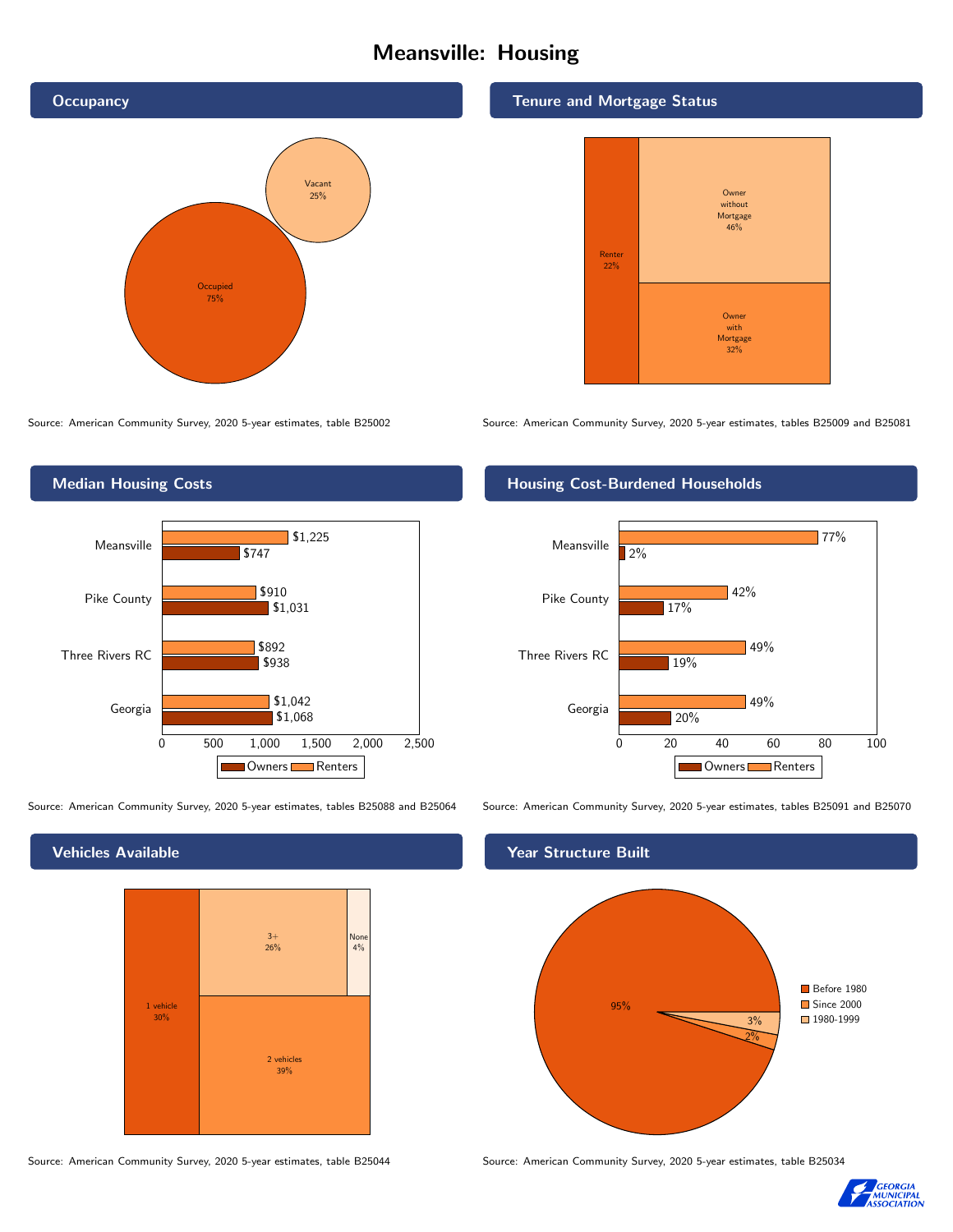# Meansville: Housing

## Occupancy

Vacant
25%

Occupied
75%

Source: American Community Survey, 2020 5-year estimates, table B25002

## Tenure and Mortgage Status

Renter
22%

Owner without Mortgage
46%

Owner with Mortgage
32%

Source: American Community Survey, 2020 5-year estimates, tables B25009 and B25081

## Median Housing Costs

Meansville
$1,225
$747

Pike County
$910
$1,031

Three Rivers RC
$892
$938

Georgia
$1,042
$1,068

0 500 1,000 1,500 2,000 2,500

Owners Renters

Source: American Community Survey, 2020 5-year estimates, tables B25088 and B25064

## Housing Cost-Burdened Households

Meansville
77%
2%

Pike County
42%
17%

Three Rivers RC
49%
19%

Georgia
49%
20%

0 20 40 60 80 100

Owners Renters

Source: American Community Survey, 2020 5-year estimates, tables B25091 and B25070

## Vehicles Available

1 vehicle
30%

3+
26%

None
4%

2 vehicles
39%

Source: American Community Survey, 2020 5-year estimates, table B25044

## Year Structure Built

95%
3%
2%

Before 1980
Since 2000
1980-1999

Source: American Community Survey, 2020 5-year estimates, table B25034